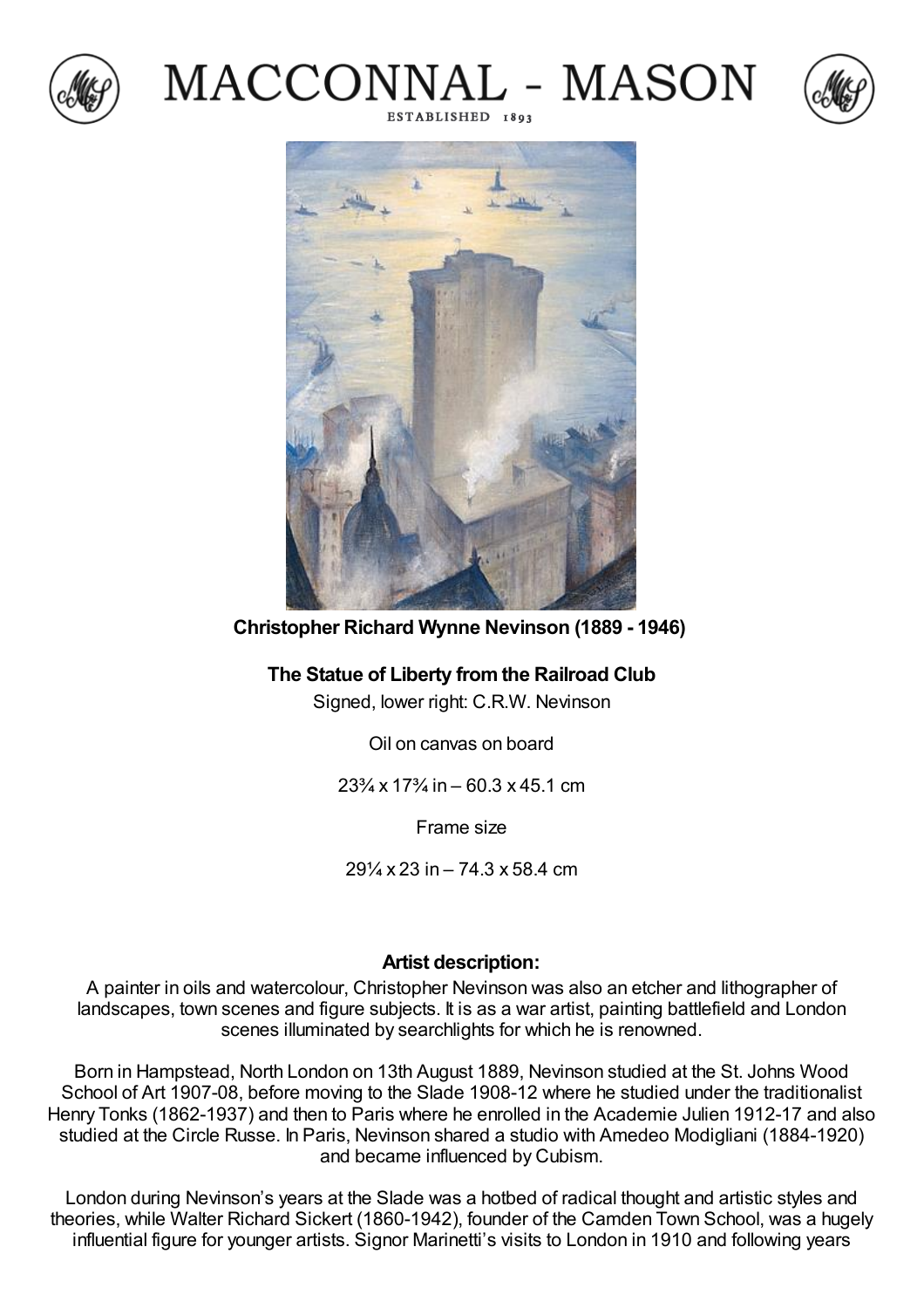# MACCONNAL - MASON

ESTABLISHED 1893

**Christopher Richard Wynne Nevinson (1889 - 1946)**

**The Statue of Liberty from the Railroad Club**

Signed, lower right: C.R.W. Nevinson

Oil on canvas on board

23¾ x 17¾ in – 60.3 x 45.1 cm

Frame size

29¼ x 23 in – 74.3 x 58.4 cm

**Artist description:**

A painter in oils and watercolour, Christopher Nevinson was also an etcher and lithographer of landscapes, town scenes and figure subjects. It is as a war artist, painting battlefield and London scenes illuminated by searchlights for which he is renowned.

Born in Hampstead, North London on 13th August 1889, Nevinson studied at the St. Johns Wood School of Art 1907-08, before moving to the Slade 1908-12 where he studied under the traditionalist Henry Tonks (1862-1937) and then to Paris where he enrolled in the Academie Julien 1912-17 and also studied at the Circle Russe. In Paris, Nevinson shared a studio with Amedeo Modigliani (1884-1920) and became influenced by Cubism.

London during Nevinson's years at the Slade was a hotbed of radical thought and artistic styles and theories, while Walter Richard Sickert (1860-1942), founder of the Camden Town School, was a hugely influential figure for younger artists. Signor Marinetti's visits to London in 1910 and following years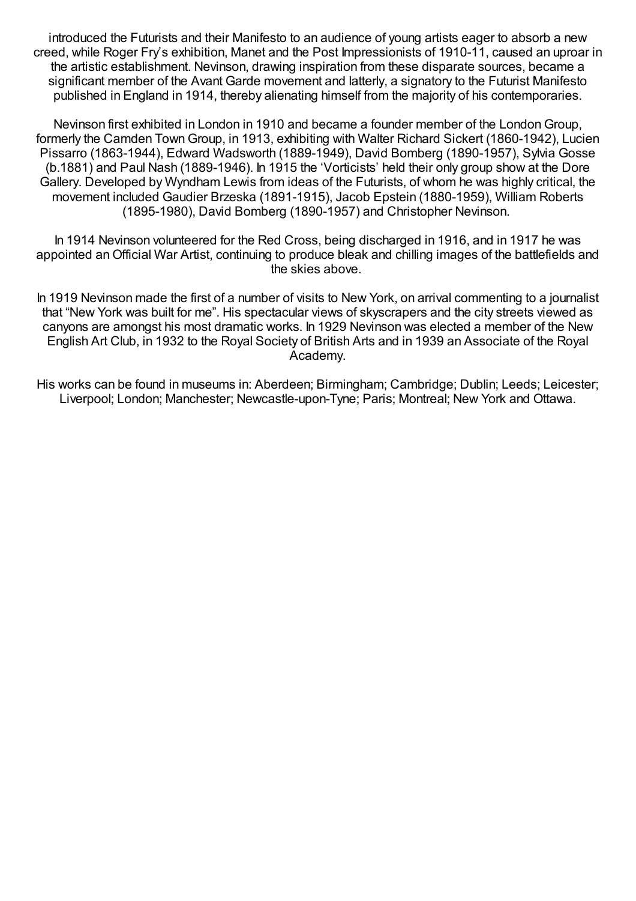introduced the Futurists and their Manifesto to an audience of young artists eager to absorb a new creed, while Roger Fry's exhibition, Manet and the Post Impressionists of 1910-11, caused an uproar in the artistic establishment. Nevinson, drawing inspiration from these disparate sources, became a significant member of the Avant Garde movement and latterly, a signatory to the Futurist Manifesto published in England in 1914, thereby alienating himself from the majority of his contemporaries.

Nevinson first exhibited in London in 1910 and became a founder member of the London Group, formerly the Camden Town Group, in 1913, exhibiting with Walter Richard Sickert (1860-1942), Lucien Pissarro (1863-1944), Edward Wadsworth (1889-1949), David Bomberg (1890-1957), Sylvia Gosse (b.1881) and Paul Nash (1889-1946). In 1915 the 'Vorticists' held their only group show at the Dore Gallery. Developed by Wyndham Lewis from ideas of the Futurists, of whom he was highly critical, the movement included Gaudier Brzeska (1891-1915), Jacob Epstein (1880-1959), William Roberts (1895-1980), David Bomberg (1890-1957) and Christopher Nevinson.

In 1914 Nevinson volunteered for the Red Cross, being discharged in 1916, and in 1917 he was appointed an Official War Artist, continuing to produce bleak and chilling images of the battlefields and the skies above.

In 1919 Nevinson made the first of a number of visits to New York, on arrival commenting to a journalist that "New York was built for me". His spectacular views of skyscrapers and the city streets viewed as canyons are amongst his most dramatic works. In 1929 Nevinson was elected a member of the New English Art Club, in 1932 to the Royal Society of British Arts and in 1939 an Associate of the Royal Academy.

His works can be found in museums in: Aberdeen; Birmingham; Cambridge; Dublin; Leeds; Leicester; Liverpool; London; Manchester; Newcastle-upon-Tyne; Paris; Montreal; New York and Ottawa.